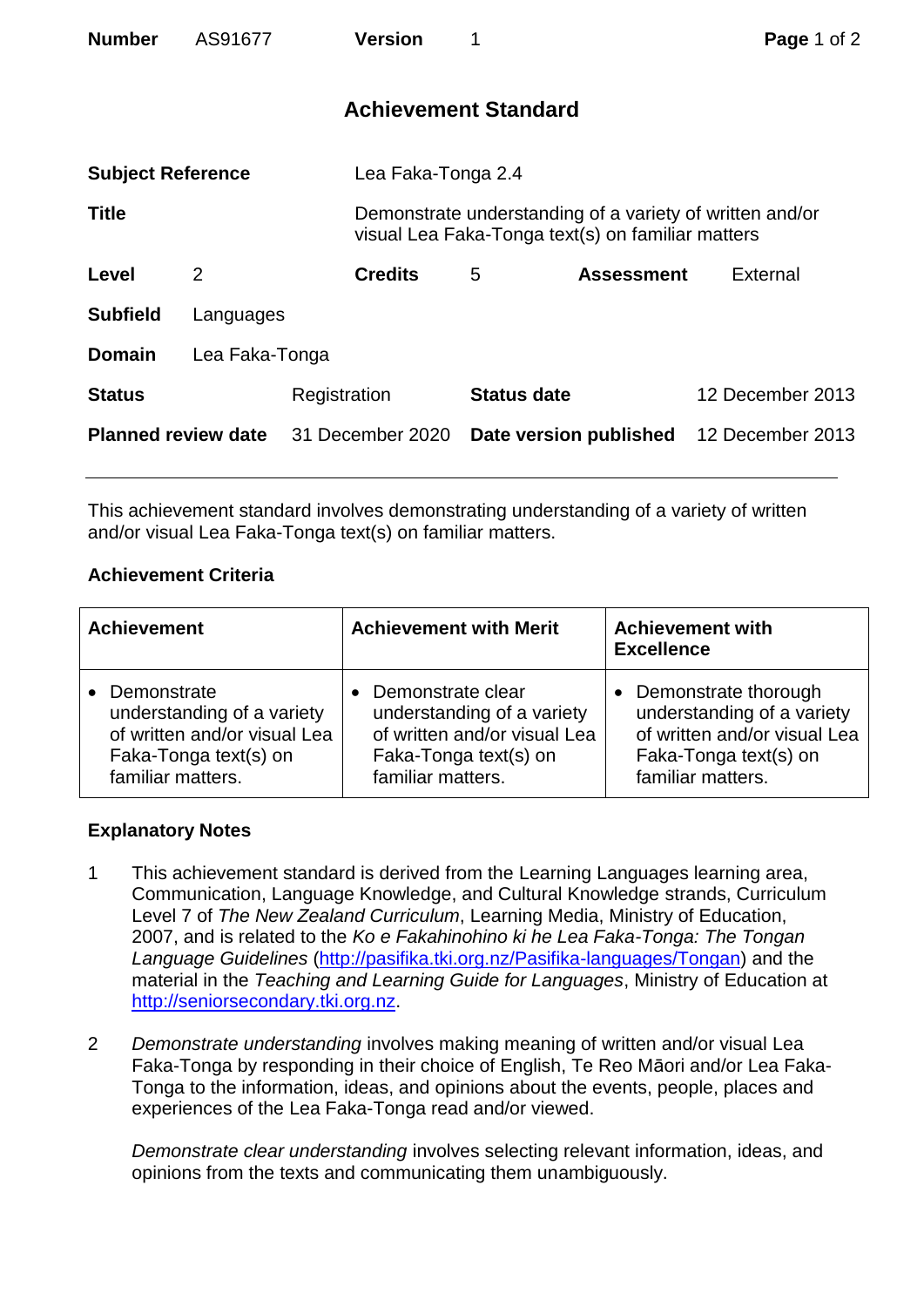| **Number** | AS91677 | **Version** | 1 |
|---|---|---|---|

# Achievement Standard

| | | | |
|---|---|---|---|
| **Subject Reference** | Lea Faka-Tonga 2.4 | | |
| **Title** | Demonstrate understanding of a variety of written and/or visual Lea Faka-Tonga text(s) on familiar matters | | |
| **Level** | 2 | **Credits** | 5 |
| **Assessment** | External | | |
| **Subfield** | Languages | | |
| **Domain** | Lea Faka-Tonga | | |
| **Status** | Registration | **Status date** | 12 December 2013 |
| **Planned review date** | 31 December 2020 | **Date version published** | 12 December 2013 |

This achievement standard involves demonstrating understanding of a variety of written and/or visual Lea Faka-Tonga text(s) on familiar matters.

## Achievement Criteria

| Achievement | Achievement with Merit | Achievement with Excellence |
|---|---|---|
| • Demonstrate understanding of a variety of written and/or visual Lea Faka-Tonga text(s) on familiar matters. | • Demonstrate clear understanding of a variety of written and/or visual Lea Faka-Tonga text(s) on familiar matters. | • Demonstrate thorough understanding of a variety of written and/or visual Lea Faka-Tonga text(s) on familiar matters. |

## Explanatory Notes

1 This achievement standard is derived from the Learning Languages learning area, Communication, Language Knowledge, and Cultural Knowledge strands, Curriculum Level 7 of *The New Zealand Curriculum*, Learning Media, Ministry of Education, 2007, and is related to the *Ko e Fakahinohino ki he Lea Faka-Tonga: The Tongan Language Guidelines* (http://pasifika.tki.org.nz/Pasifika-languages/Tongan) and the material in the *Teaching and Learning Guide for Languages*, Ministry of Education at http://seniorsecondary.tki.org.nz.

2 *Demonstrate understanding* involves making meaning of written and/or visual Lea Faka-Tonga by responding in their choice of English, Te Reo Māori and/or Lea Faka-Tonga to the information, ideas, and opinions about the events, people, places and experiences of the Lea Faka-Tonga read and/or viewed.

*Demonstrate clear understanding* involves selecting relevant information, ideas, and opinions from the texts and communicating them unambiguously.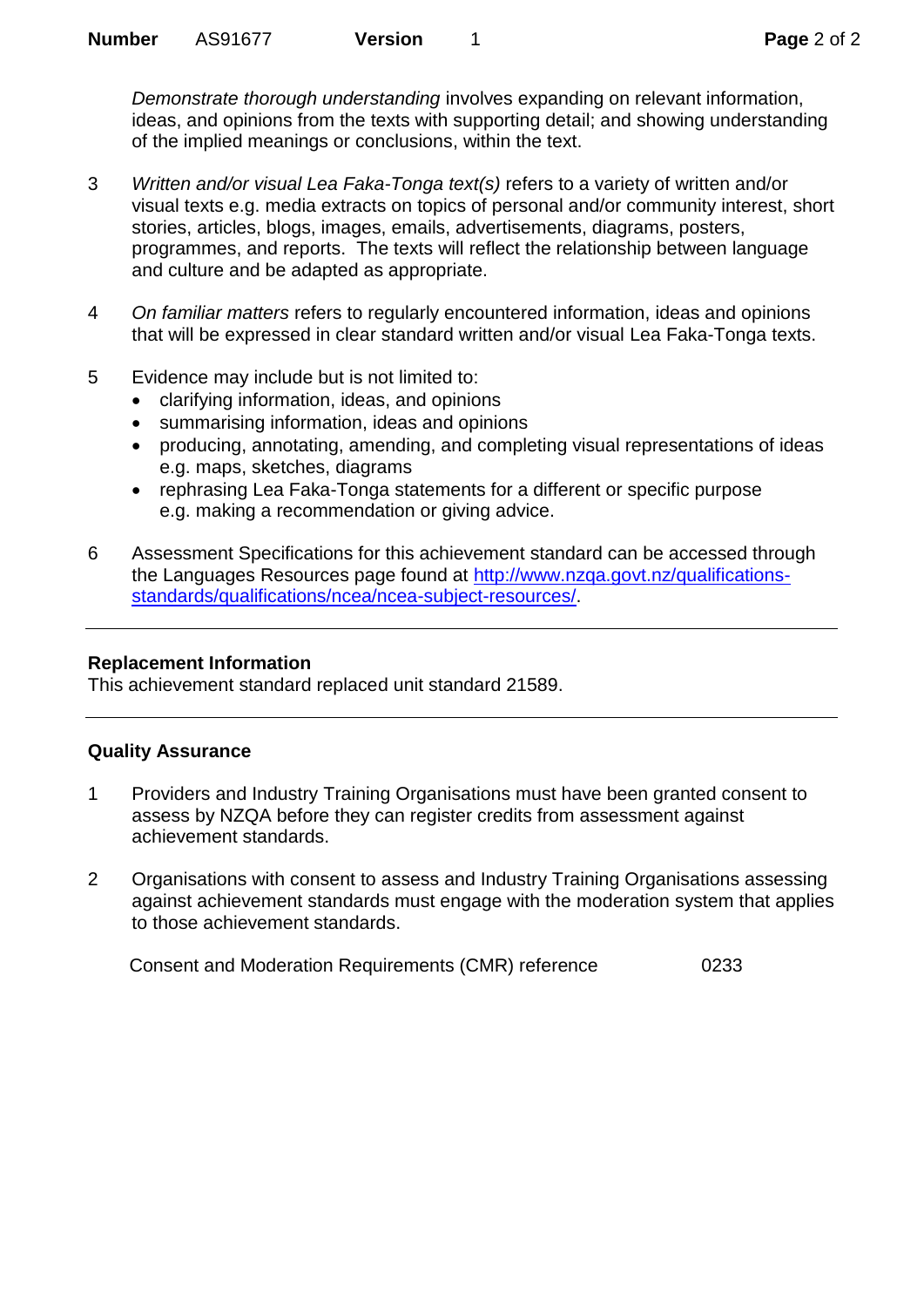*Demonstrate thorough understanding* involves expanding on relevant information, ideas, and opinions from the texts with supporting detail; and showing understanding of the implied meanings or conclusions, within the text.

3. *Written and/or visual Lea Faka-Tonga text(s)* refers to a variety of written and/or visual texts e.g. media extracts on topics of personal and/or community interest, short stories, articles, blogs, images, emails, advertisements, diagrams, posters, programmes, and reports. The texts will reflect the relationship between language and culture and be adapted as appropriate.

4. *On familiar matters* refers to regularly encountered information, ideas and opinions that will be expressed in clear standard written and/or visual Lea Faka-Tonga texts.

5. Evidence may include but is not limited to:
   - clarifying information, ideas, and opinions
   - summarising information, ideas and opinions
   - producing, annotating, amending, and completing visual representations of ideas e.g. maps, sketches, diagrams
   - rephrasing Lea Faka-Tonga statements for a different or specific purpose e.g. making a recommendation or giving advice.

6. Assessment Specifications for this achievement standard can be accessed through the Languages Resources page found at [http://www.nzqa.govt.nz/qualifications-standards/qualifications/ncea/ncea-subject-resources/](http://www.nzqa.govt.nz/qualifications-standards/qualifications/ncea/ncea-subject-resources/).

---

**Replacement Information**

This achievement standard replaced unit standard 21589.

---

**Quality Assurance**

1. Providers and Industry Training Organisations must have been granted consent to assess by NZQA before they can register credits from assessment against achievement standards.

2. Organisations with consent to assess and Industry Training Organisations assessing against achievement standards must engage with the moderation system that applies to those achievement standards.

Consent and Moderation Requirements (CMR) reference 0233